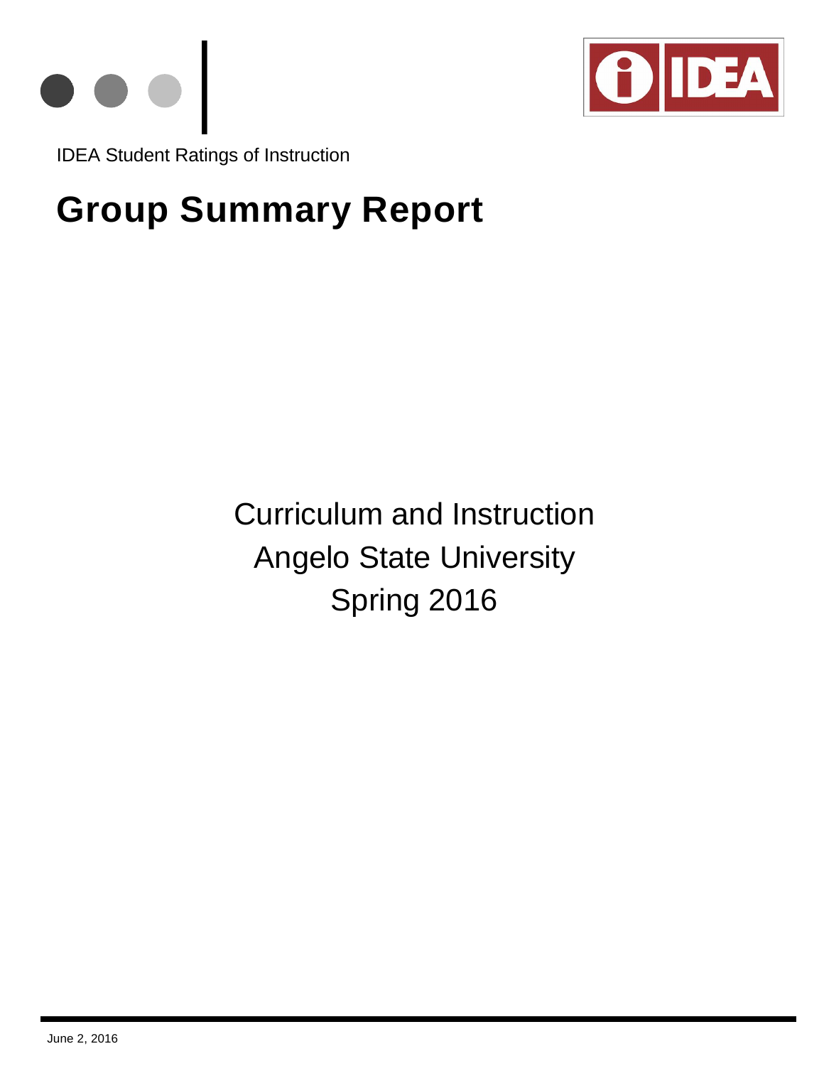IDEA Student Ratings of Instruction

# Group Summary Report

Curriculum and Instruction

Angelo State University

Spring 2016

June 2, 2016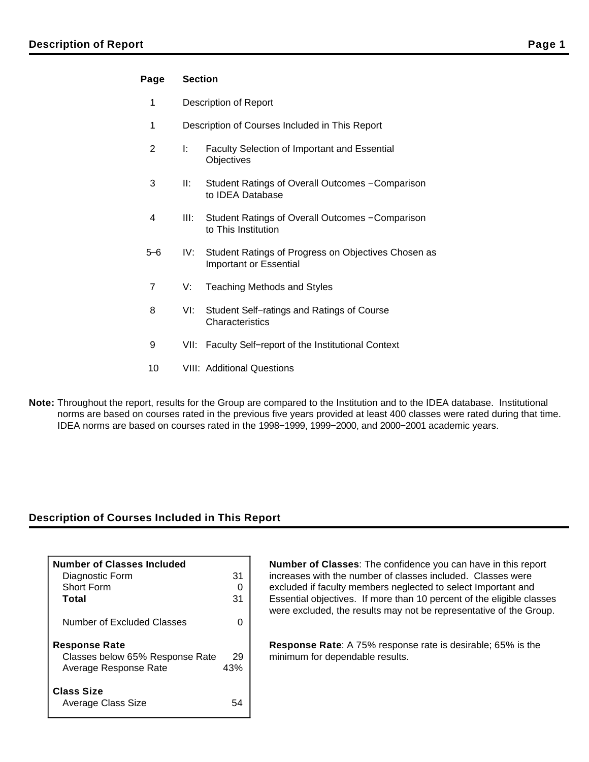## Description of Report

| Page | Section | |
|---|---|---|
| 1 | Description of Report | |
| 1 | Description of Courses Included in This Report | |
| 2 | I: | Faculty Selection of Important and Essential Objectives |
| 3 | II: | Student Ratings of Overall Outcomes −Comparison to IDEA Database |
| 4 | III: | Student Ratings of Overall Outcomes −Comparison to This Institution |
| 5–6 | IV: | Student Ratings of Progress on Objectives Chosen as Important or Essential |
| 7 | V: | Teaching Methods and Styles |
| 8 | VI: | Student Self−ratings and Ratings of Course Characteristics |
| 9 | VII: | Faculty Self−report of the Institutional Context |
| 10 | VIII: | Additional Questions |

**Note:** Throughout the report, results for the Group are compared to the Institution and to the IDEA database. Institutional norms are based on courses rated in the previous five years provided at least 400 classes were rated during that time. IDEA norms are based on courses rated in the 1998−1999, 1999−2000, and 2000−2001 academic years.

## Description of Courses Included in This Report

| | |
|---|---|
| **Number of Classes Included** | |
| Diagnostic Form | 31 |
| Short Form | 0 |
| **Total** | 31 |
| Number of Excluded Classes | 0 |
| **Response Rate** | |
| Classes below 65% Response Rate | 29 |
| Average Response Rate | 43% |
| **Class Size** | |
| Average Class Size | 54 |

**Number of Classes**: The confidence you can have in this report increases with the number of classes included. Classes were excluded if faculty members neglected to select Important and Essential objectives. If more than 10 percent of the eligible classes were excluded, the results may not be representative of the Group.

**Response Rate**: A 75% response rate is desirable; 65% is the minimum for dependable results.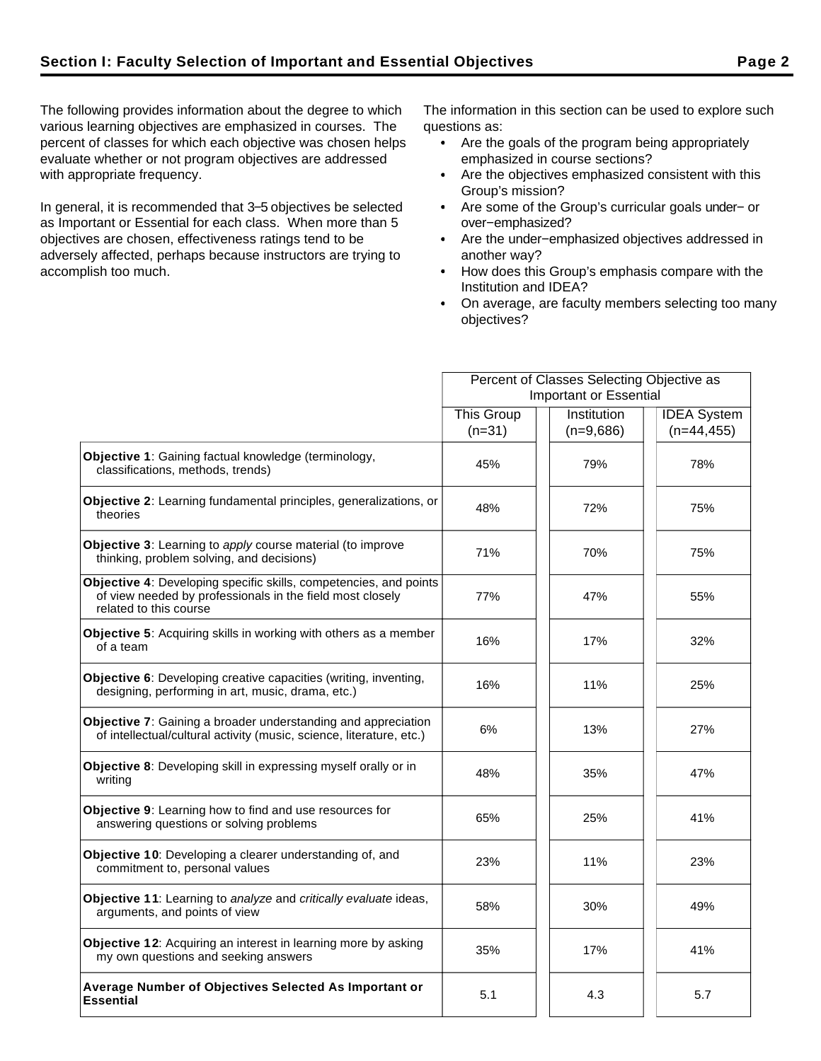## Section I: Faculty Selection of Important and Essential Objectives

The following provides information about the degree to which various learning objectives are emphasized in courses. The percent of classes for which each objective was chosen helps evaluate whether or not program objectives are addressed with appropriate frequency.

In general, it is recommended that 3–5 objectives be selected as Important or Essential for each class. When more than 5 objectives are chosen, effectiveness ratings tend to be adversely affected, perhaps because instructors are trying to accomplish too much.

The information in this section can be used to explore such questions as:

- Are the goals of the program being appropriately emphasized in course sections?
- Are the objectives emphasized consistent with this Group's mission?
- Are some of the Group's curricular goals under− or over−emphasized?
- Are the under−emphasized objectives addressed in another way?
- How does this Group's emphasis compare with the Institution and IDEA?
- On average, are faculty members selecting too many objectives?

| | Percent of Classes Selecting Objective as Important or Essential | | |
|---|---|---|---|
| | This Group (n=31) | Institution (n=9,686) | IDEA System (n=44,455) |
| **Objective 1**: Gaining factual knowledge (terminology, classifications, methods, trends) | 45% | 79% | 78% |
| **Objective 2**: Learning fundamental principles, generalizations, or theories | 48% | 72% | 75% |
| **Objective 3**: Learning to *apply* course material (to improve thinking, problem solving, and decisions) | 71% | 70% | 75% |
| **Objective 4**: Developing specific skills, competencies, and points of view needed by professionals in the field most closely related to this course | 77% | 47% | 55% |
| **Objective 5**: Acquiring skills in working with others as a member of a team | 16% | 17% | 32% |
| **Objective 6**: Developing creative capacities (writing, inventing, designing, performing in art, music, drama, etc.) | 16% | 11% | 25% |
| **Objective 7**: Gaining a broader understanding and appreciation of intellectual/cultural activity (music, science, literature, etc.) | 6% | 13% | 27% |
| **Objective 8**: Developing skill in expressing myself orally or in writing | 48% | 35% | 47% |
| **Objective 9**: Learning how to find and use resources for answering questions or solving problems | 65% | 25% | 41% |
| **Objective 10**: Developing a clearer understanding of, and commitment to, personal values | 23% | 11% | 23% |
| **Objective 11**: Learning to *analyze* and *critically evaluate* ideas, arguments, and points of view | 58% | 30% | 49% |
| **Objective 12**: Acquiring an interest in learning more by asking my own questions and seeking answers | 35% | 17% | 41% |
| **Average Number of Objectives Selected As Important or Essential** | 5.1 | 4.3 | 5.7 |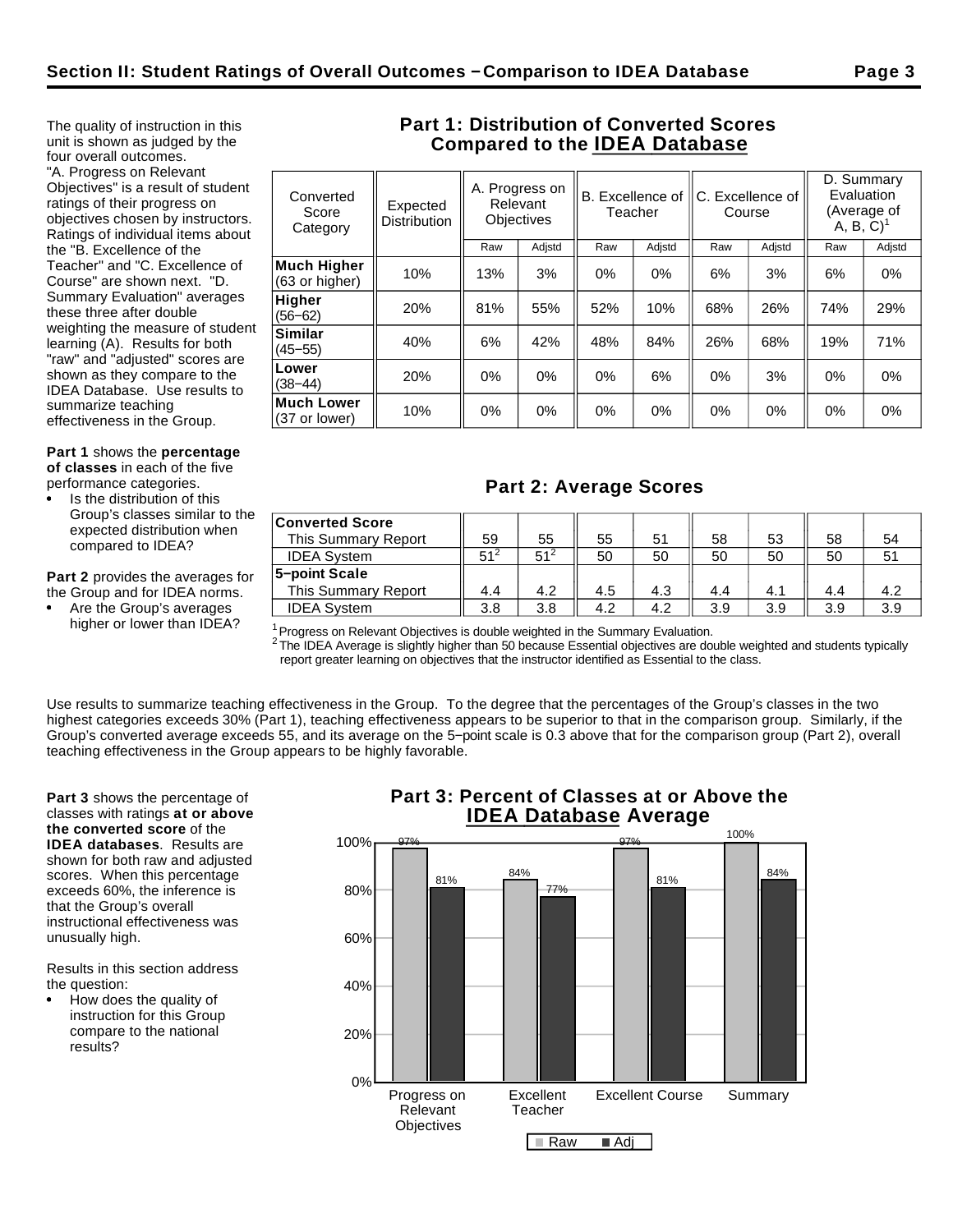## Section II: Student Ratings of Overall Outcomes − Comparison to IDEA Database

The quality of instruction in this unit is shown as judged by the four overall outcomes. "A. Progress on Relevant Objectives" is a result of student ratings of their progress on objectives chosen by instructors. Ratings of individual items about the "B. Excellence of the Teacher" and "C. Excellence of Course" are shown next. "D. Summary Evaluation" averages these three after double weighting the measure of student learning (A). Results for both "raw" and "adjusted" scores are shown as they compare to the IDEA Database. Use results to summarize teaching effectiveness in the Group.

**Part 1** shows the **percentage of classes** in each of the five performance categories.

- Is the distribution of this Group's classes similar to the expected distribution when compared to IDEA?

**Part 2** provides the averages for the Group and for IDEA norms.

- Are the Group's averages higher or lower than IDEA?

### Part 1: Distribution of Converted Scores Compared to the IDEA Database

| Converted Score Category | Expected Distribution | A. Progress on Relevant Objectives | | B. Excellence of Teacher | | C. Excellence of Course | | D. Summary Evaluation (Average of A, B, C)[1] | |
|---|---|---|---|---|---|---|---|---|---|
| | | Raw | Adjstd | Raw | Adjstd | Raw | Adjstd | Raw | Adjstd |
| **Much Higher** (63 or higher) | 10% | 13% | 3% | 0% | 0% | 6% | 3% | 6% | 0% |
| **Higher** (56−62) | 20% | 81% | 55% | 52% | 10% | 68% | 26% | 74% | 29% |
| **Similar** (45−55) | 40% | 6% | 42% | 48% | 84% | 26% | 68% | 19% | 71% |
| **Lower** (38−44) | 20% | 0% | 0% | 0% | 6% | 0% | 3% | 0% | 0% |
| **Much Lower** (37 or lower) | 10% | 0% | 0% | 0% | 0% | 0% | 0% | 0% | 0% |

### Part 2: Average Scores

| | A. Raw | A. Adjstd | B. Raw | B. Adjstd | C. Raw | C. Adjstd | D. Raw | D. Adjstd |
|---|---|---|---|---|---|---|---|---|
| **Converted Score** | | | | | | | | |
| This Summary Report | 59 | 55 | 55 | 51 | 58 | 53 | 58 | 54 |
| IDEA System | 51[2] | 51[2] | 50 | 50 | 50 | 50 | 50 | 51 |
| **5−point Scale** | | | | | | | | |
| This Summary Report | 4.4 | 4.2 | 4.5 | 4.3 | 4.4 | 4.1 | 4.4 | 4.2 |
| IDEA System | 3.8 | 3.8 | 4.2 | 4.2 | 3.9 | 3.9 | 3.9 | 3.9 |

[1] Progress on Relevant Objectives is double weighted in the Summary Evaluation.
[2] The IDEA Average is slightly higher than 50 because Essential objectives are double weighted and students typically report greater learning on objectives that the instructor identified as Essential to the class.

Use results to summarize teaching effectiveness in the Group. To the degree that the percentages of the Group's classes in the two highest categories exceeds 30% (Part 1), teaching effectiveness appears to be superior to that in the comparison group. Similarly, if the Group's converted average exceeds 55, and its average on the 5−point scale is 0.3 above that for the comparison group (Part 2), overall teaching effectiveness in the Group appears to be highly favorable.

**Part 3** shows the percentage of classes with ratings **at or above the converted score** of the **IDEA databases**. Results are shown for both raw and adjusted scores. When this percentage exceeds 60%, the inference is that the Group's overall instructional effectiveness was unusually high.

Results in this section address the question:

- How does the quality of instruction for this Group compare to the national results?

### Part 3: Percent of Classes at or Above the IDEA Database Average

100%
80%
60%
40%
20%
0%

97% 81% 84% 77% 97% 81% 100% 84%

Progress on Relevant Objectives
Excellent Teacher
Excellent Course
Summary

Raw
Adj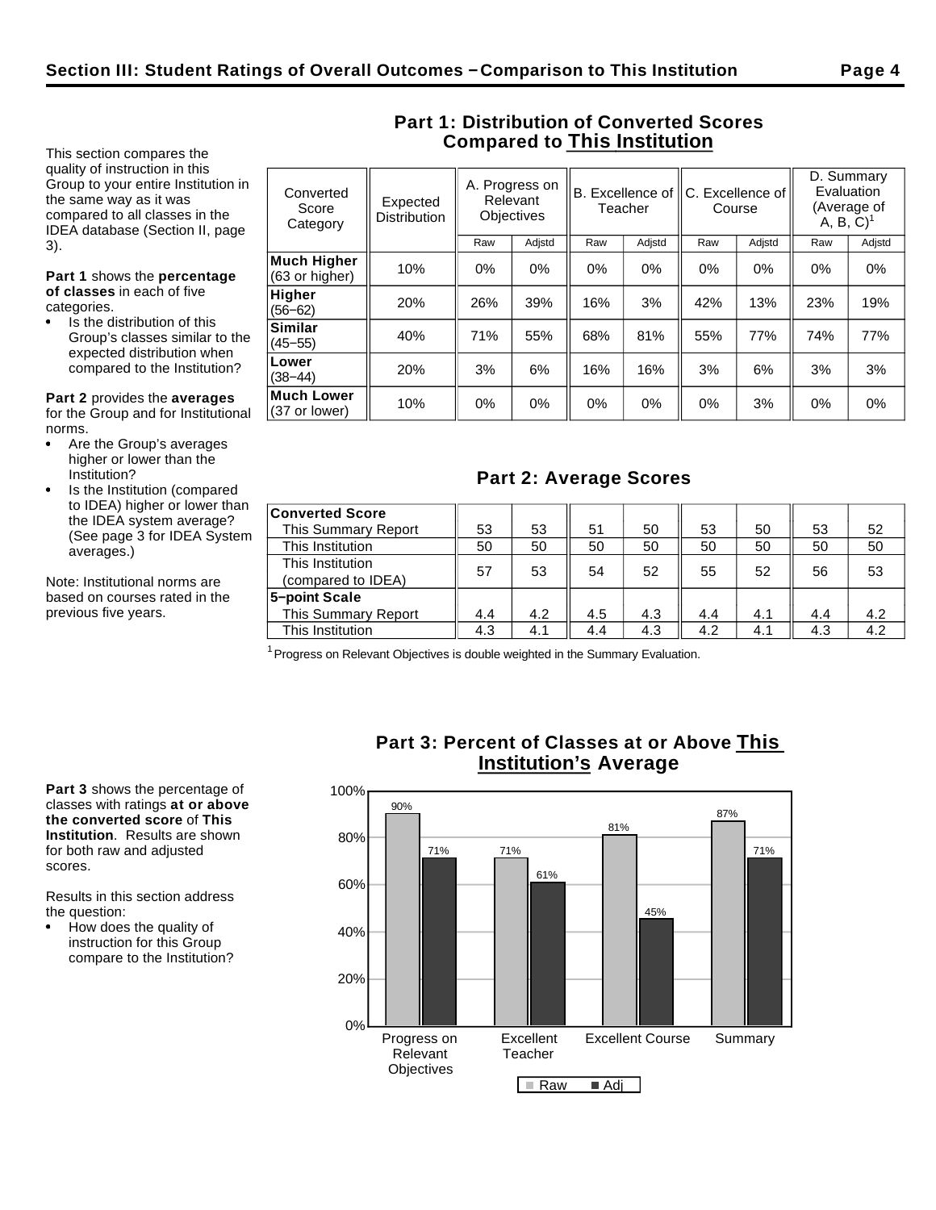## Section III: Student Ratings of Overall Outcomes – Comparison to This Institution

This section compares the quality of instruction in this Group to your entire Institution in the same way as it was compared to all classes in the IDEA database (Section II, page 3).

**Part 1** shows the **percentage of classes** in each of five categories.

- Is the distribution of this Group's classes similar to the expected distribution when compared to the Institution?

**Part 2** provides the **averages** for the Group and for Institutional norms.

- Are the Group's averages higher or lower than the Institution?
- Is the Institution (compared to IDEA) higher or lower than the IDEA system average? (See page 3 for IDEA System averages.)

Note: Institutional norms are based on courses rated in the previous five years.

### Part 1: Distribution of Converted Scores Compared to This Institution

| Converted Score Category | Expected Distribution | A. Progress on Relevant Objectives | | B. Excellence of Teacher | | C. Excellence of Course | | D. Summary Evaluation (Average of A, B, C)[1] | |
|---|---|---|---|---|---|---|---|---|---|
| | | Raw | Adjstd | Raw | Adjstd | Raw | Adjstd | Raw | Adjstd |
| **Much Higher** (63 or higher) | 10% | 0% | 0% | 0% | 0% | 0% | 0% | 0% | 0% |
| **Higher** (56–62) | 20% | 26% | 39% | 16% | 3% | 42% | 13% | 23% | 19% |
| **Similar** (45–55) | 40% | 71% | 55% | 68% | 81% | 55% | 77% | 74% | 77% |
| **Lower** (38–44) | 20% | 3% | 6% | 16% | 16% | 3% | 6% | 3% | 3% |
| **Much Lower** (37 or lower) | 10% | 0% | 0% | 0% | 0% | 0% | 3% | 0% | 0% |

### Part 2: Average Scores

| | Raw | Adjstd | Raw | Adjstd | Raw | Adjstd | Raw | Adjstd |
|---|---|---|---|---|---|---|---|---|
| **Converted Score** | | | | | | | | |
| This Summary Report | 53 | 53 | 51 | 50 | 53 | 50 | 53 | 52 |
| This Institution | 50 | 50 | 50 | 50 | 50 | 50 | 50 | 50 |
| This Institution (compared to IDEA) | 57 | 53 | 54 | 52 | 55 | 52 | 56 | 53 |
| **5–point Scale** | | | | | | | | |
| This Summary Report | 4.4 | 4.2 | 4.5 | 4.3 | 4.4 | 4.1 | 4.4 | 4.2 |
| This Institution | 4.3 | 4.1 | 4.4 | 4.3 | 4.2 | 4.1 | 4.3 | 4.2 |

[1] Progress on Relevant Objectives is double weighted in the Summary Evaluation.

**Part 3** shows the percentage of classes with ratings **at or above the converted score** of **This Institution**. Results are shown for both raw and adjusted scores.

Results in this section address the question:

- How does the quality of instruction for this Group compare to the Institution?

### Part 3: Percent of Classes at or Above This Institution's Average

100%
80%
60%
40%
20%
0%

Progress on Relevant Objectives: 90% 71%
Excellent Teacher: 71% 61%
Excellent Course: 81% 45%
Summary: 87% 71%

Raw
Adj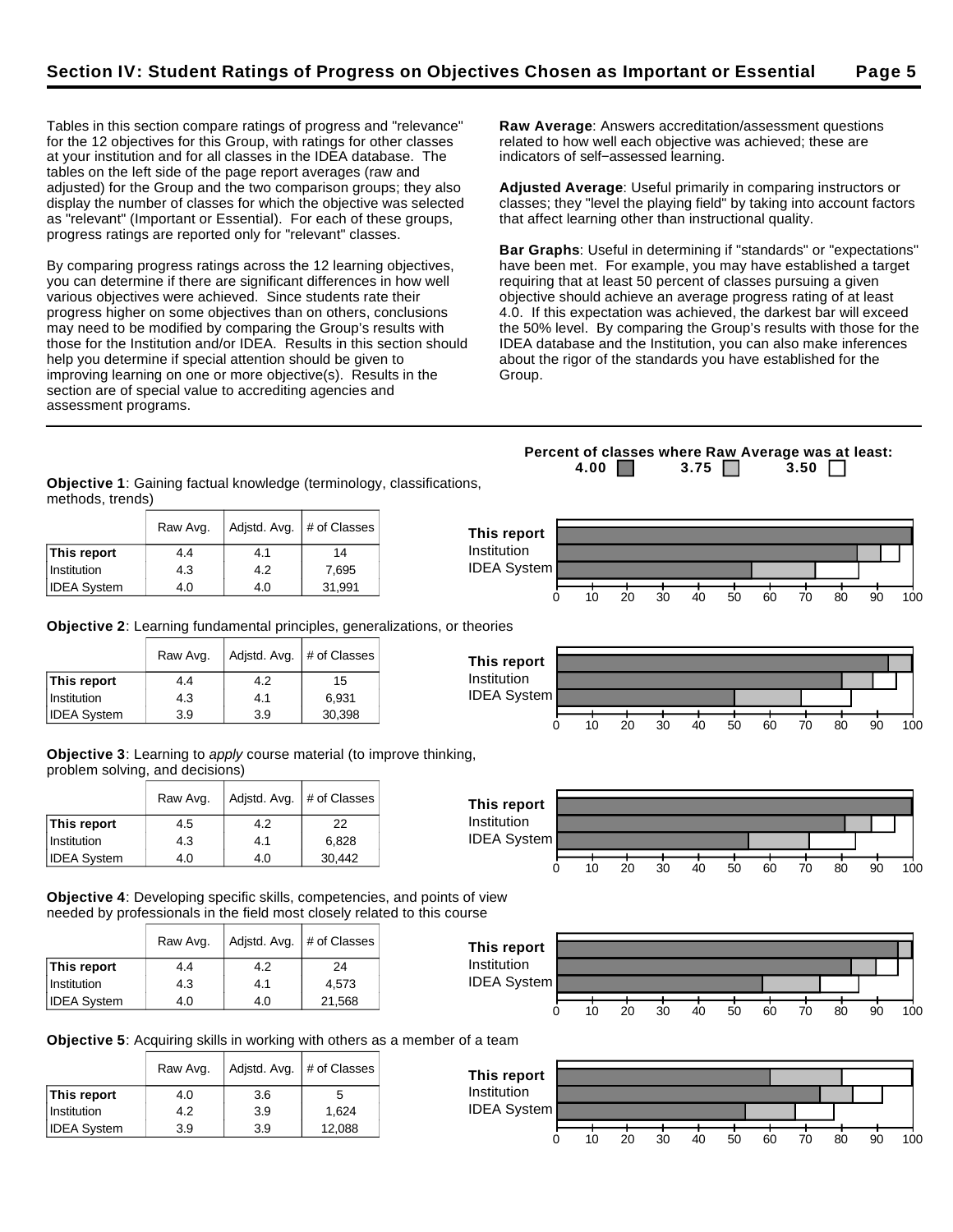## Section IV: Student Ratings of Progress on Objectives Chosen as Important or Essential

Tables in this section compare ratings of progress and "relevance" for the 12 objectives for this Group, with ratings for other classes at your institution and for all classes in the IDEA database. The tables on the left side of the page report averages (raw and adjusted) for the Group and the two comparison groups; they also display the number of classes for which the objective was selected as "relevant" (Important or Essential). For each of these groups, progress ratings are reported only for "relevant" classes.

By comparing progress ratings across the 12 learning objectives, you can determine if there are significant differences in how well various objectives were achieved. Since students rate their progress higher on some objectives than on others, conclusions may need to be modified by comparing the Group's results with those for the Institution and/or IDEA. Results in this section should help you determine if special attention should be given to improving learning on one or more objective(s). Results in the section are of special value to accrediting agencies and assessment programs.

**Raw Average**: Answers accreditation/assessment questions related to how well each objective was achieved; these are indicators of self−assessed learning.

**Adjusted Average**: Useful primarily in comparing instructors or classes; they "level the playing field" by taking into account factors that affect learning other than instructional quality.

**Bar Graphs**: Useful in determining if "standards" or "expectations" have been met. For example, you may have established a target requiring that at least 50 percent of classes pursuing a given objective should achieve an average progress rating of at least 4.0. If this expectation was achieved, the darkest bar will exceed the 50% level. By comparing the Group's results with those for the IDEA database and the Institution, you can also make inferences about the rigor of the standards you have established for the Group.

**Percent of classes where Raw Average was at least:**
**4.00** **3.75** **3.50**

**Objective 1**: Gaining factual knowledge (terminology, classifications, methods, trends)

| | Raw Avg. | Adjstd. Avg. | # of Classes |
|---|---|---|---|
| **This report** | 4.4 | 4.1 | 14 |
| Institution | 4.3 | 4.2 | 7,695 |
| IDEA System | 4.0 | 4.0 | 31,991 |

**This report**
Institution
IDEA System
0 10 20 30 40 50 60 70 80 90 100

**Objective 2**: Learning fundamental principles, generalizations, or theories

| | Raw Avg. | Adjstd. Avg. | # of Classes |
|---|---|---|---|
| **This report** | 4.4 | 4.2 | 15 |
| Institution | 4.3 | 4.1 | 6,931 |
| IDEA System | 3.9 | 3.9 | 30,398 |

**This report**
Institution
IDEA System
0 10 20 30 40 50 60 70 80 90 100

**Objective 3**: Learning to *apply* course material (to improve thinking, problem solving, and decisions)

| | Raw Avg. | Adjstd. Avg. | # of Classes |
|---|---|---|---|
| **This report** | 4.5 | 4.2 | 22 |
| Institution | 4.3 | 4.1 | 6,828 |
| IDEA System | 4.0 | 4.0 | 30,442 |

**This report**
Institution
IDEA System
0 10 20 30 40 50 60 70 80 90 100

**Objective 4**: Developing specific skills, competencies, and points of view needed by professionals in the field most closely related to this course

| | Raw Avg. | Adjstd. Avg. | # of Classes |
|---|---|---|---|
| **This report** | 4.4 | 4.2 | 24 |
| Institution | 4.3 | 4.1 | 4,573 |
| IDEA System | 4.0 | 4.0 | 21,568 |

**This report**
Institution
IDEA System
0 10 20 30 40 50 60 70 80 90 100

**Objective 5**: Acquiring skills in working with others as a member of a team

| | Raw Avg. | Adjstd. Avg. | # of Classes |
|---|---|---|---|
| **This report** | 4.0 | 3.6 | 5 |
| Institution | 4.2 | 3.9 | 1,624 |
| IDEA System | 3.9 | 3.9 | 12,088 |

**This report**
Institution
IDEA System
0 10 20 30 40 50 60 70 80 90 100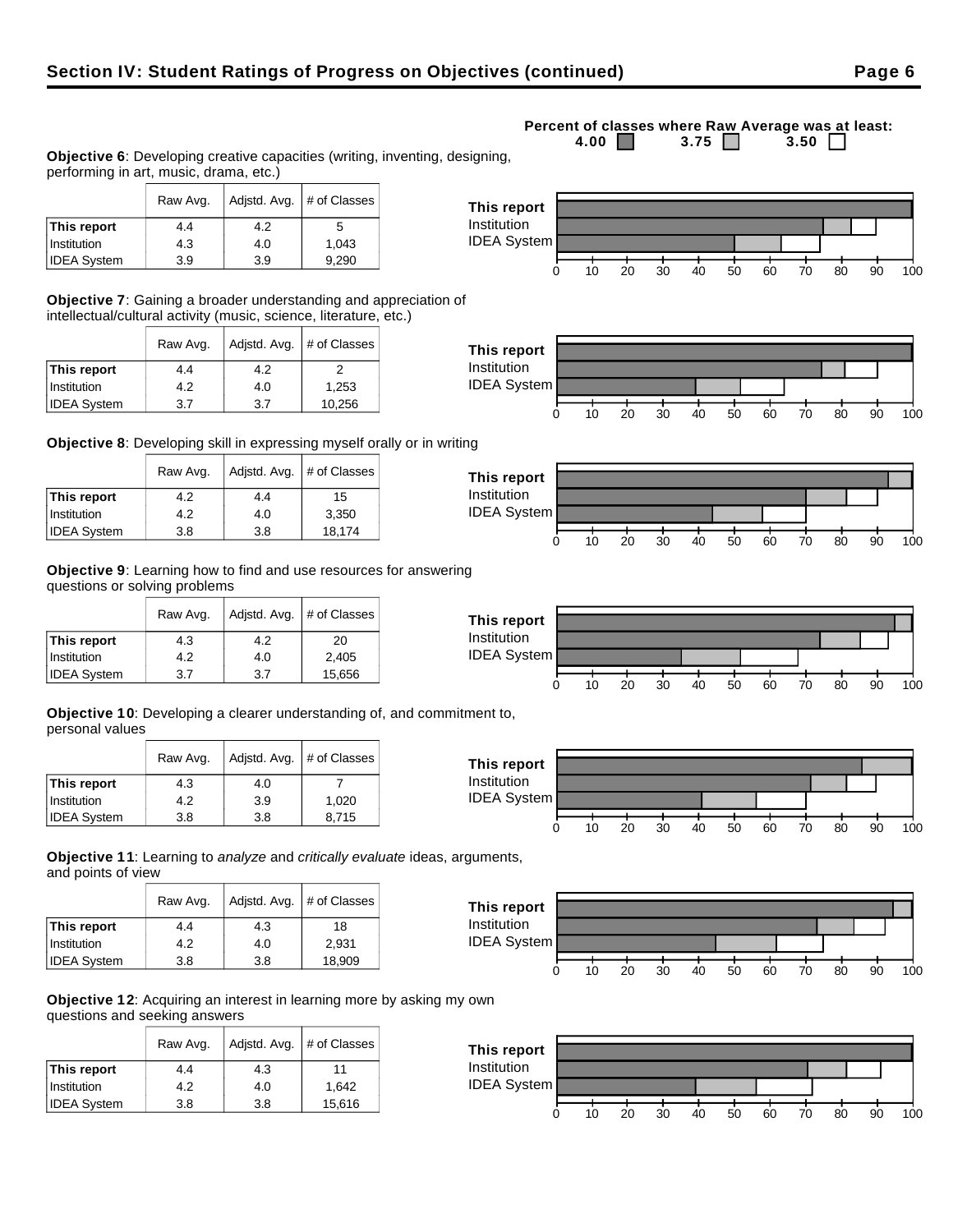## Section IV: Student Ratings of Progress on Objectives (continued)

Percent of classes where Raw Average was at least:
4.00 3.75 3.50

**Objective 6**: Developing creative capacities (writing, inventing, designing, performing in art, music, drama, etc.)

| | Raw Avg. | Adjstd. Avg. | # of Classes |
|---|---|---|---|
| **This report** | 4.4 | 4.2 | 5 |
| Institution | 4.3 | 4.0 | 1,043 |
| IDEA System | 3.9 | 3.9 | 9,290 |

**This report**
Institution
IDEA System
0 10 20 30 40 50 60 70 80 90 100

**Objective 7**: Gaining a broader understanding and appreciation of intellectual/cultural activity (music, science, literature, etc.)

| | Raw Avg. | Adjstd. Avg. | # of Classes |
|---|---|---|---|
| **This report** | 4.4 | 4.2 | 2 |
| Institution | 4.2 | 4.0 | 1,253 |
| IDEA System | 3.7 | 3.7 | 10,256 |

**This report**
Institution
IDEA System
0 10 20 30 40 50 60 70 80 90 100

**Objective 8**: Developing skill in expressing myself orally or in writing

| | Raw Avg. | Adjstd. Avg. | # of Classes |
|---|---|---|---|
| **This report** | 4.2 | 4.4 | 15 |
| Institution | 4.2 | 4.0 | 3,350 |
| IDEA System | 3.8 | 3.8 | 18,174 |

**This report**
Institution
IDEA System
0 10 20 30 40 50 60 70 80 90 100

**Objective 9**: Learning how to find and use resources for answering questions or solving problems

| | Raw Avg. | Adjstd. Avg. | # of Classes |
|---|---|---|---|
| **This report** | 4.3 | 4.2 | 20 |
| Institution | 4.2 | 4.0 | 2,405 |
| IDEA System | 3.7 | 3.7 | 15,656 |

**This report**
Institution
IDEA System
0 10 20 30 40 50 60 70 80 90 100

**Objective 10**: Developing a clearer understanding of, and commitment to, personal values

| | Raw Avg. | Adjstd. Avg. | # of Classes |
|---|---|---|---|
| **This report** | 4.3 | 4.0 | 7 |
| Institution | 4.2 | 3.9 | 1,020 |
| IDEA System | 3.8 | 3.8 | 8,715 |

**This report**
Institution
IDEA System
0 10 20 30 40 50 60 70 80 90 100

**Objective 11**: Learning to *analyze* and *critically evaluate* ideas, arguments, and points of view

| | Raw Avg. | Adjstd. Avg. | # of Classes |
|---|---|---|---|
| **This report** | 4.4 | 4.3 | 18 |
| Institution | 4.2 | 4.0 | 2,931 |
| IDEA System | 3.8 | 3.8 | 18,909 |

**This report**
Institution
IDEA System
0 10 20 30 40 50 60 70 80 90 100

**Objective 12**: Acquiring an interest in learning more by asking my own questions and seeking answers

| | Raw Avg. | Adjstd. Avg. | # of Classes |
|---|---|---|---|
| **This report** | 4.4 | 4.3 | 11 |
| Institution | 4.2 | 4.0 | 1,642 |
| IDEA System | 3.8 | 3.8 | 15,616 |

**This report**
Institution
IDEA System
0 10 20 30 40 50 60 70 80 90 100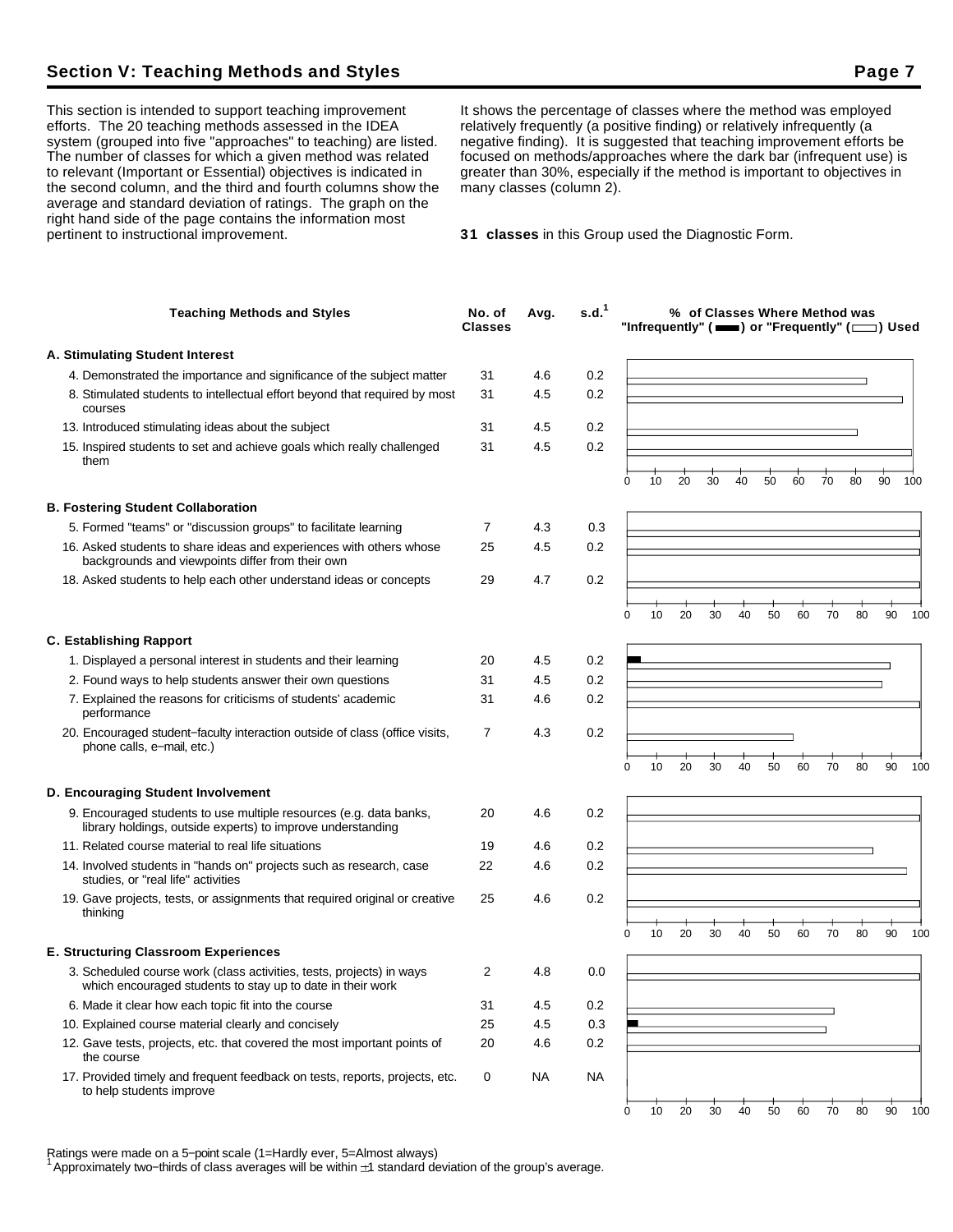## Section V: Teaching Methods and Styles

This section is intended to support teaching improvement efforts. The 20 teaching methods assessed in the IDEA system (grouped into five "approaches" to teaching) are listed. The number of classes for which a given method was related to relevant (Important or Essential) objectives is indicated in the second column, and the third and fourth columns show the average and standard deviation of ratings. The graph on the right hand side of the page contains the information most pertinent to instructional improvement.

It shows the percentage of classes where the method was employed relatively frequently (a positive finding) or relatively infrequently (a negative finding). It is suggested that teaching improvement efforts be focused on methods/approaches where the dark bar (infrequent use) is greater than 30%, especially if the method is important to objectives in many classes (column 2).

**31 classes** in this Group used the Diagnostic Form.

| Teaching Methods and Styles | No. of Classes | Avg. | s.d.[1] |
|---|---|---|---|
| **A. Stimulating Student Interest** | | | |
| 4. Demonstrated the importance and significance of the subject matter | 31 | 4.6 | 0.2 |
| 8. Stimulated students to intellectual effort beyond that required by most courses | 31 | 4.5 | 0.2 |
| 13. Introduced stimulating ideas about the subject | 31 | 4.5 | 0.2 |
| 15. Inspired students to set and achieve goals which really challenged them | 31 | 4.5 | 0.2 |
| **B. Fostering Student Collaboration** | | | |
| 5. Formed "teams" or "discussion groups" to facilitate learning | 7 | 4.3 | 0.3 |
| 16. Asked students to share ideas and experiences with others whose backgrounds and viewpoints differ from their own | 25 | 4.5 | 0.2 |
| 18. Asked students to help each other understand ideas or concepts | 29 | 4.7 | 0.2 |
| **C. Establishing Rapport** | | | |
| 1. Displayed a personal interest in students and their learning | 20 | 4.5 | 0.2 |
| 2. Found ways to help students answer their own questions | 31 | 4.5 | 0.2 |
| 7. Explained the reasons for criticisms of students' academic performance | 31 | 4.6 | 0.2 |
| 20. Encouraged student−faculty interaction outside of class (office visits, phone calls, e−mail, etc.) | 7 | 4.3 | 0.2 |
| **D. Encouraging Student Involvement** | | | |
| 9. Encouraged students to use multiple resources (e.g. data banks, library holdings, outside experts) to improve understanding | 20 | 4.6 | 0.2 |
| 11. Related course material to real life situations | 19 | 4.6 | 0.2 |
| 14. Involved students in "hands on" projects such as research, case studies, or "real life" activities | 22 | 4.6 | 0.2 |
| 19. Gave projects, tests, or assignments that required original or creative thinking | 25 | 4.6 | 0.2 |
| **E. Structuring Classroom Experiences** | | | |
| 3. Scheduled course work (class activities, tests, projects) in ways which encouraged students to stay up to date in their work | 2 | 4.8 | 0.0 |
| 6. Made it clear how each topic fit into the course | 31 | 4.5 | 0.2 |
| 10. Explained course material clearly and concisely | 25 | 4.5 | 0.3 |
| 12. Gave tests, projects, etc. that covered the most important points of the course | 20 | 4.6 | 0.2 |
| 17. Provided timely and frequent feedback on tests, reports, projects, etc. to help students improve | 0 | NA | NA |

% of Classes Where Method was "Infrequently" ( ▬ ) or "Frequently" ( ▭ ) Used

0 10 20 30 40 50 60 70 80 90 100

Ratings were made on a 5−point scale (1=Hardly ever, 5=Almost always)

[1] Approximately two−thirds of class averages will be within ±1 standard deviation of the group's average.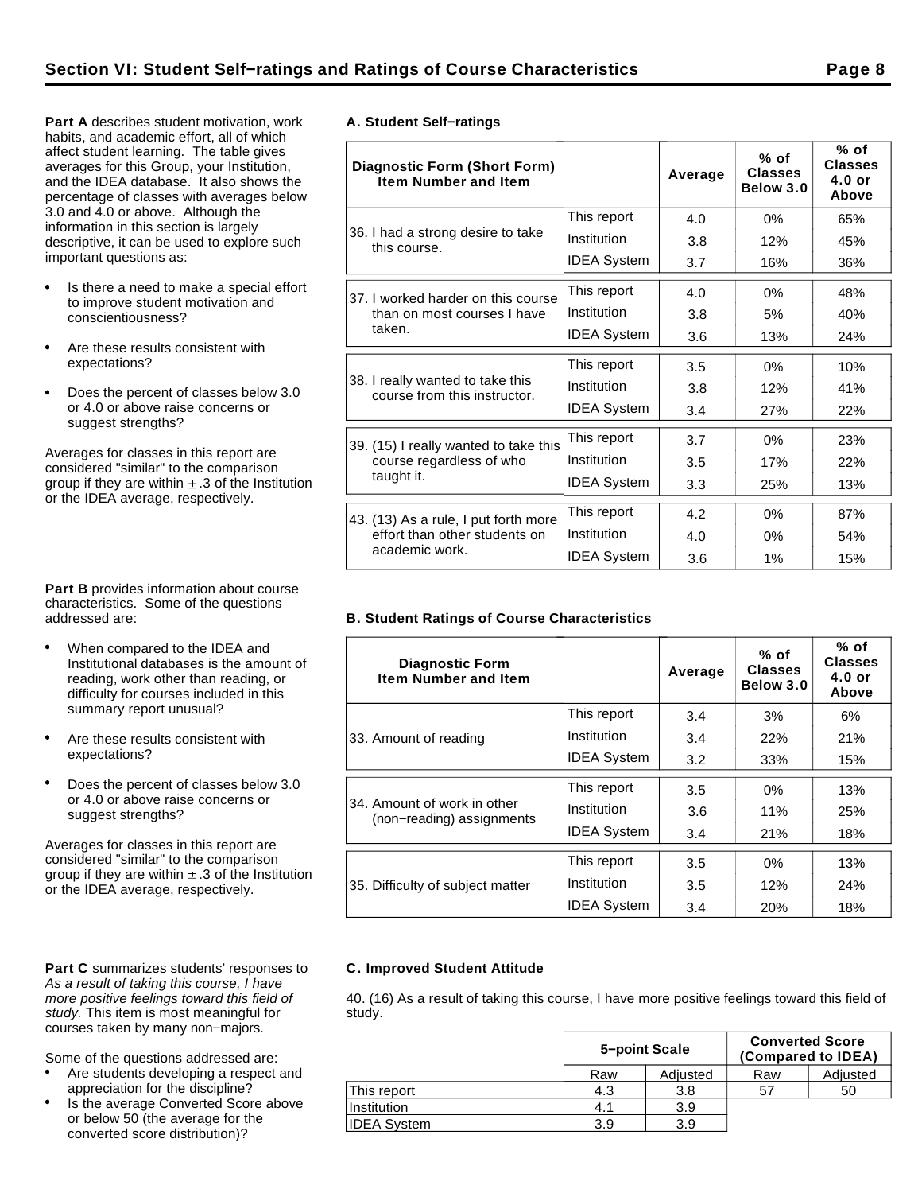## Section VI: Student Self−ratings and Ratings of Course Characteristics

**Part A** describes student motivation, work habits, and academic effort, all of which affect student learning. The table gives averages for this Group, your Institution, and the IDEA database. It also shows the percentage of classes with averages below 3.0 and 4.0 or above. Although the information in this section is largely descriptive, it can be used to explore such important questions as:

- Is there a need to make a special effort to improve student motivation and conscientiousness?
- Are these results consistent with expectations?
- Does the percent of classes below 3.0 or 4.0 or above raise concerns or suggest strengths?

Averages for classes in this report are considered "similar" to the comparison group if they are within $\pm$.3 of the Institution or the IDEA average, respectively.

### A. Student Self−ratings

| Diagnostic Form (Short Form) Item Number and Item | | Average | % of Classes Below 3.0 | % of Classes 4.0 or Above |
|---|---|---|---|---|
| 36. I had a strong desire to take this course. | This report | 4.0 | 0% | 65% |
| | Institution | 3.8 | 12% | 45% |
| | IDEA System | 3.7 | 16% | 36% |
| 37. I worked harder on this course than on most courses I have taken. | This report | 4.0 | 0% | 48% |
| | Institution | 3.8 | 5% | 40% |
| | IDEA System | 3.6 | 13% | 24% |
| 38. I really wanted to take this course from this instructor. | This report | 3.5 | 0% | 10% |
| | Institution | 3.8 | 12% | 41% |
| | IDEA System | 3.4 | 27% | 22% |
| 39. (15) I really wanted to take this course regardless of who taught it. | This report | 3.7 | 0% | 23% |
| | Institution | 3.5 | 17% | 22% |
| | IDEA System | 3.3 | 25% | 13% |
| 43. (13) As a rule, I put forth more effort than other students on academic work. | This report | 4.2 | 0% | 87% |
| | Institution | 4.0 | 0% | 54% |
| | IDEA System | 3.6 | 1% | 15% |

**Part B** provides information about course characteristics. Some of the questions addressed are:

- When compared to the IDEA and Institutional databases is the amount of reading, work other than reading, or difficulty for courses included in this summary report unusual?
- Are these results consistent with expectations?
- Does the percent of classes below 3.0 or 4.0 or above raise concerns or suggest strengths?

Averages for classes in this report are considered "similar" to the comparison group if they are within $\pm$.3 of the Institution or the IDEA average, respectively.

### B. Student Ratings of Course Characteristics

| Diagnostic Form Item Number and Item | | Average | % of Classes Below 3.0 | % of Classes 4.0 or Above |
|---|---|---|---|---|
| 33. Amount of reading | This report | 3.4 | 3% | 6% |
| | Institution | 3.4 | 22% | 21% |
| | IDEA System | 3.2 | 33% | 15% |
| 34. Amount of work in other (non−reading) assignments | This report | 3.5 | 0% | 13% |
| | Institution | 3.6 | 11% | 25% |
| | IDEA System | 3.4 | 21% | 18% |
| 35. Difficulty of subject matter | This report | 3.5 | 0% | 13% |
| | Institution | 3.5 | 12% | 24% |
| | IDEA System | 3.4 | 20% | 18% |

**Part C** summarizes students' responses to *As a result of taking this course, I have more positive feelings toward this field of study.* This item is most meaningful for courses taken by many non−majors.

Some of the questions addressed are:

- Are students developing a respect and appreciation for the discipline?
- Is the average Converted Score above or below 50 (the average for the converted score distribution)?

### C. Improved Student Attitude

40. (16) As a result of taking this course, I have more positive feelings toward this field of study.

| | 5−point Scale | | Converted Score (Compared to IDEA) | |
|---|---|---|---|---|
| | Raw | Adjusted | Raw | Adjusted |
| This report | 4.3 | 3.8 | 57 | 50 |
| Institution | 4.1 | 3.9 | | |
| IDEA System | 3.9 | 3.9 | | |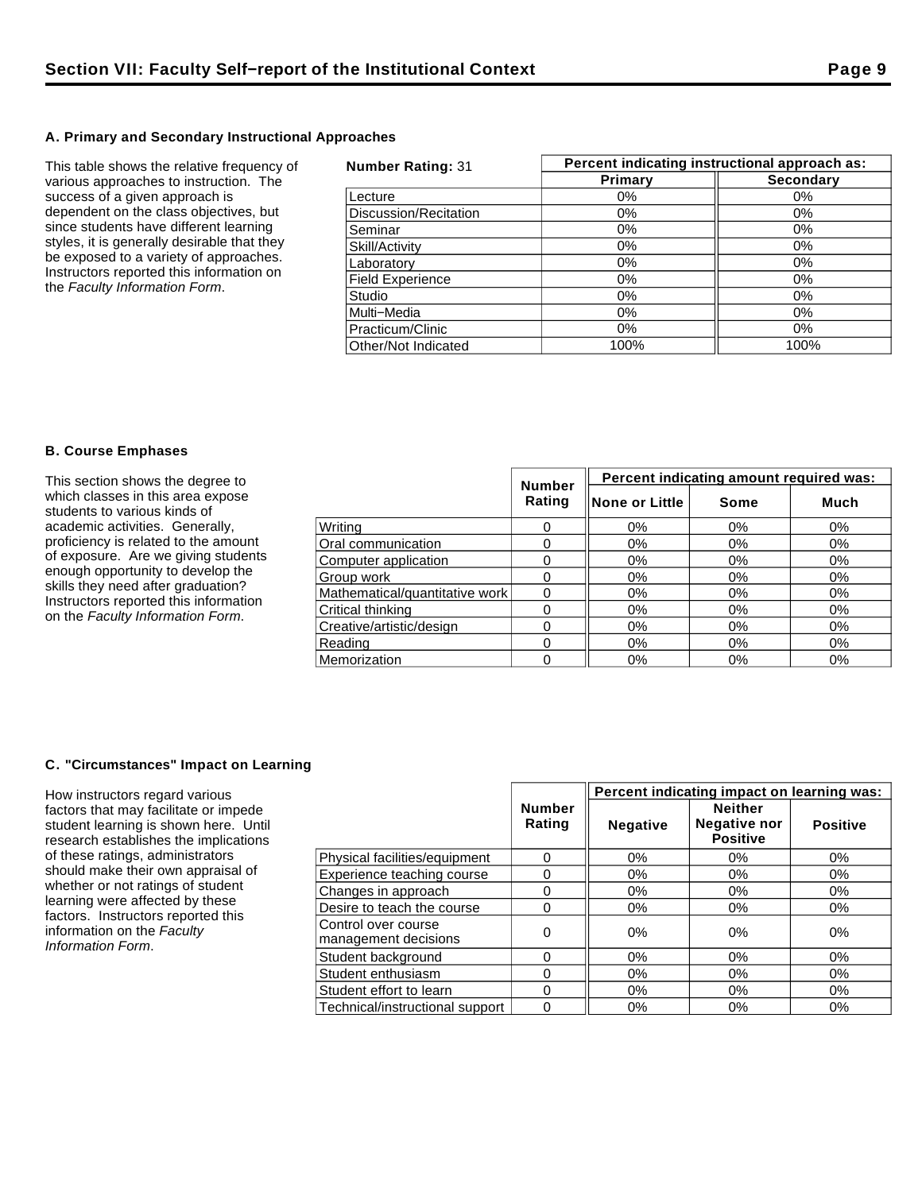## Section VII: Faculty Self–report of the Institutional Context

### A. Primary and Secondary Instructional Approaches

This table shows the relative frequency of various approaches to instruction. The success of a given approach is dependent on the class objectives, but since students have different learning styles, it is generally desirable that they be exposed to a variety of approaches. Instructors reported this information on the *Faculty Information Form*.

| **Number Rating:** 31 | Percent indicating instructional approach as: | |
|---|---|---|
| | **Primary** | **Secondary** |
| Lecture | 0% | 0% |
| Discussion/Recitation | 0% | 0% |
| Seminar | 0% | 0% |
| Skill/Activity | 0% | 0% |
| Laboratory | 0% | 0% |
| Field Experience | 0% | 0% |
| Studio | 0% | 0% |
| Multi–Media | 0% | 0% |
| Practicum/Clinic | 0% | 0% |
| Other/Not Indicated | 100% | 100% |

### B. Course Emphases

This section shows the degree to which classes in this area expose students to various kinds of academic activities. Generally, proficiency is related to the amount of exposure. Are we giving students enough opportunity to develop the skills they need after graduation? Instructors reported this information on the *Faculty Information Form*.

| | Number Rating | Percent indicating amount required was: | | |
|---|---|---|---|---|
| | | **None or Little** | **Some** | **Much** |
| Writing | 0 | 0% | 0% | 0% |
| Oral communication | 0 | 0% | 0% | 0% |
| Computer application | 0 | 0% | 0% | 0% |
| Group work | 0 | 0% | 0% | 0% |
| Mathematical/quantitative work | 0 | 0% | 0% | 0% |
| Critical thinking | 0 | 0% | 0% | 0% |
| Creative/artistic/design | 0 | 0% | 0% | 0% |
| Reading | 0 | 0% | 0% | 0% |
| Memorization | 0 | 0% | 0% | 0% |

### C. "Circumstances" Impact on Learning

How instructors regard various factors that may facilitate or impede student learning is shown here. Until research establishes the implications of these ratings, administrators should make their own appraisal of whether or not ratings of student learning were affected by these factors. Instructors reported this information on the *Faculty Information Form*.

| | Number Rating | Percent indicating impact on learning was: | | |
|---|---|---|---|---|
| | | **Negative** | **Neither Negative nor Positive** | **Positive** |
| Physical facilities/equipment | 0 | 0% | 0% | 0% |
| Experience teaching course | 0 | 0% | 0% | 0% |
| Changes in approach | 0 | 0% | 0% | 0% |
| Desire to teach the course | 0 | 0% | 0% | 0% |
| Control over course management decisions | 0 | 0% | 0% | 0% |
| Student background | 0 | 0% | 0% | 0% |
| Student enthusiasm | 0 | 0% | 0% | 0% |
| Student effort to learn | 0 | 0% | 0% | 0% |
| Technical/instructional support | 0 | 0% | 0% | 0% |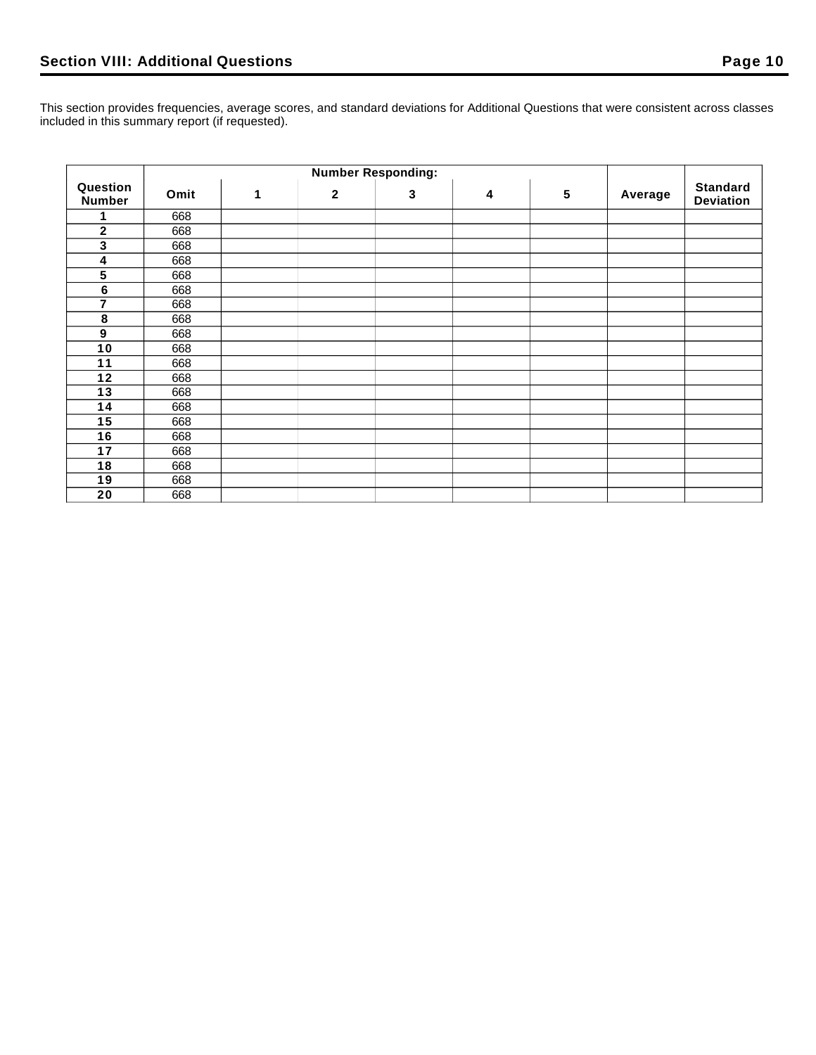## Section VIII: Additional Questions

This section provides frequencies, average scores, and standard deviations for Additional Questions that were consistent across classes included in this summary report (if requested).

| Question Number | Number Responding: | | | | | | Average | Standard Deviation |
|---|---|---|---|---|---|---|---|---|
| | Omit | 1 | 2 | 3 | 4 | 5 | | |
| 1 | 668 | | | | | | | |
| 2 | 668 | | | | | | | |
| 3 | 668 | | | | | | | |
| 4 | 668 | | | | | | | |
| 5 | 668 | | | | | | | |
| 6 | 668 | | | | | | | |
| 7 | 668 | | | | | | | |
| 8 | 668 | | | | | | | |
| 9 | 668 | | | | | | | |
| 10 | 668 | | | | | | | |
| 11 | 668 | | | | | | | |
| 12 | 668 | | | | | | | |
| 13 | 668 | | | | | | | |
| 14 | 668 | | | | | | | |
| 15 | 668 | | | | | | | |
| 16 | 668 | | | | | | | |
| 17 | 668 | | | | | | | |
| 18 | 668 | | | | | | | |
| 19 | 668 | | | | | | | |
| 20 | 668 | | | | | | | |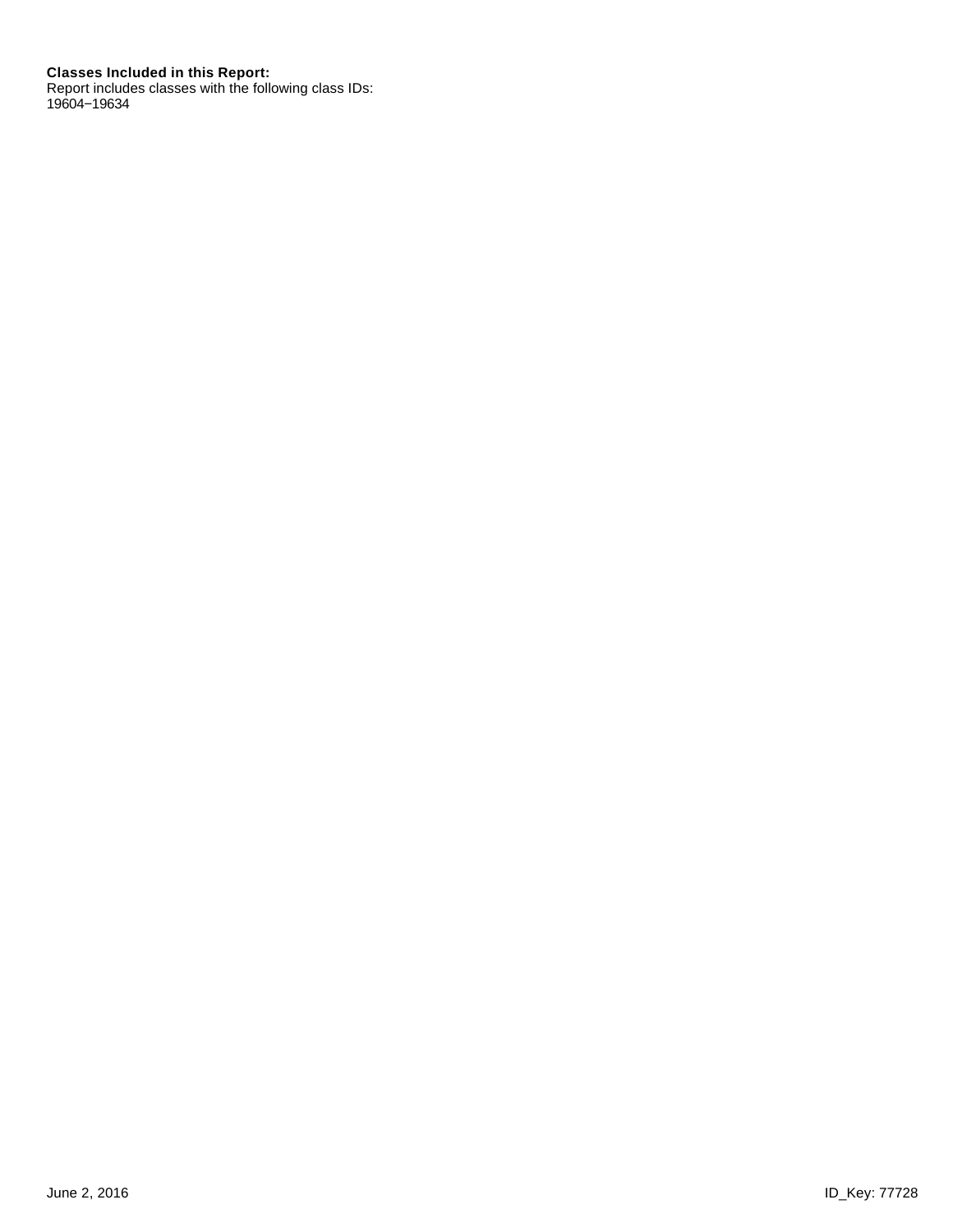**Classes Included in this Report:**

Report includes classes with the following class IDs:

19604−19634